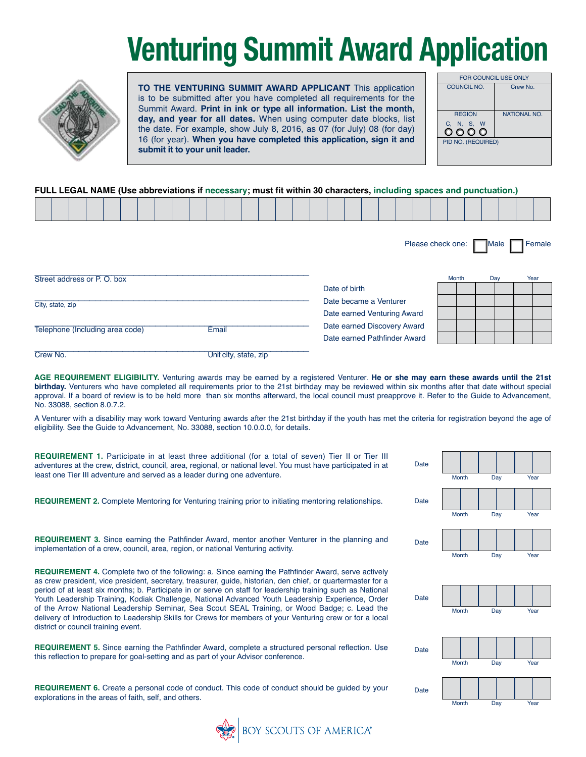# Venturing Summit Award Application

**TO THE VENTURING SUMMIT AWARD APPLICANT** This application is to be submitted after you have completed all requirements for the Summit Award. **Print in ink or type all information. List the month, day, and year for all dates.** When using computer date blocks, list the date. For example, show July 8, 2016, as 07 (for July) 08 (for day) 16 (for year). **When you have completed this application, sign it and submit it to your unit leader.**

| FOR COUNCIL USE ONLY | |
|---|---|
| COUNCIL NO. | Crew No. |
| REGION C, N, S, W ○ ○ ○ ○ | NATIONAL NO. |
| PID NO. (REQUIRED) | |

**FULL LEGAL NAME (Use abbreviations if necessary; must fit within 30 characters, including spaces and punctuation.)**

| | | | | | | | | | | | | | | | | | | | | | | | | | | | | | |
|---|---|---|---|---|---|---|---|---|---|---|---|---|---|---|---|---|---|---|---|---|---|---|---|---|---|---|---|---|---|

Please check one: ☐ Male ☐ Female

Street address or P. O. box

City, state, zip

Telephone (Including area code) Email

Crew No. Unit city, state, zip

| | Month | Day | Year |
|---|---|---|---|
| Date of birth | | | |
| Date became a Venturer | | | |
| Date earned Venturing Award | | | |
| Date earned Discovery Award | | | |
| Date earned Pathfinder Award | | | |

**AGE REQUIREMENT ELIGIBILITY.** Venturing awards may be earned by a registered Venturer. **He or she may earn these awards until the 21st birthday.** Venturers who have completed all requirements prior to the 21st birthday may be reviewed within six months after that date without special approval. If a board of review is to be held more than six months afterward, the local council must preapprove it. Refer to the Guide to Advancement, No. 33088, section 8.0.7.2.

A Venturer with a disability may work toward Venturing awards after the 21st birthday if the youth has met the criteria for registration beyond the age of eligibility. See the Guide to Advancement, No. 33088, section 10.0.0.0, for details.

**REQUIREMENT 1.** Participate in at least three additional (for a total of seven) Tier II or Tier III adventures at the crew, district, council, area, regional, or national level. You must have participated in at least one Tier III adventure and served as a leader during one adventure.

Date ____ Month ____ Day ____ Year ____

**REQUIREMENT 2.** Complete Mentoring for Venturing training prior to initiating mentoring relationships.

Date ____ Month ____ Day ____ Year ____

**REQUIREMENT 3.** Since earning the Pathfinder Award, mentor another Venturer in the planning and implementation of a crew, council, area, region, or national Venturing activity.

Date ____ Month ____ Day ____ Year ____

**REQUIREMENT 4.** Complete two of the following: a. Since earning the Pathfinder Award, serve actively as crew president, vice president, secretary, treasurer, guide, historian, den chief, or quartermaster for a period of at least six months; b. Participate in or serve on staff for leadership training such as National Youth Leadership Training, Kodiak Challenge, National Advanced Youth Leadership Experience, Order of the Arrow National Leadership Seminar, Sea Scout SEAL Training, or Wood Badge; c. Lead the delivery of Introduction to Leadership Skills for Crews for members of your Venturing crew or for a local district or council training event.

Date ____ Month ____ Day ____ Year ____

**REQUIREMENT 5.** Since earning the Pathfinder Award, complete a structured personal reflection. Use this reflection to prepare for goal-setting and as part of your Advisor conference.

Date ____ Month ____ Day ____ Year ____

**REQUIREMENT 6.** Create a personal code of conduct. This code of conduct should be guided by your explorations in the areas of faith, self, and others.

Date ____ Month ____ Day ____ Year ____

BOY SCOUTS OF AMERICA®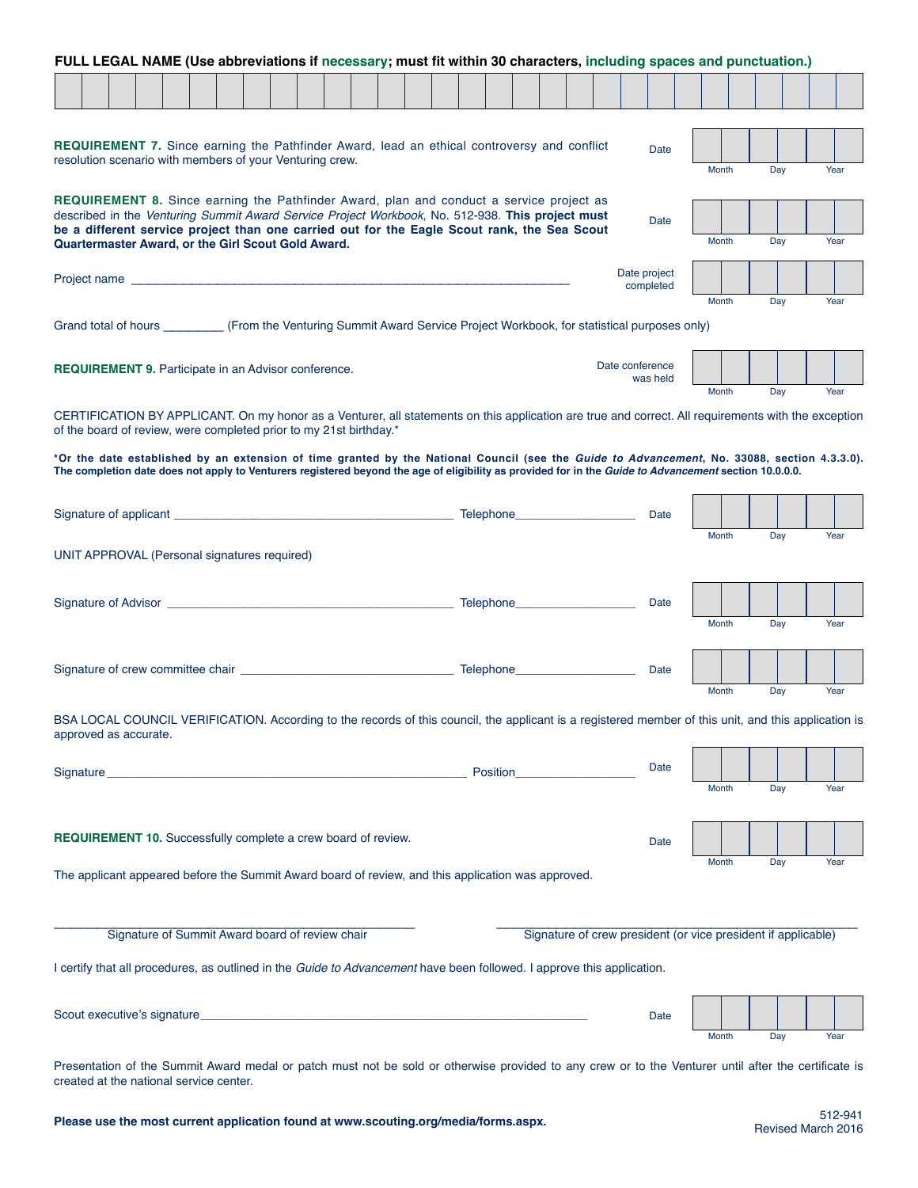**FULL LEGAL NAME (Use abbreviations if necessary; must fit within 30 characters, including spaces and punctuation.)**

| | | | | | | | | | | | | | | | | | | | | | | | | | | | | | |
|---|---|---|---|---|---|---|---|---|---|---|---|---|---|---|---|---|---|---|---|---|---|---|---|---|---|---|---|---|---|
| | | | | | | | | | | | | | | | | | | | | | | | | | | | | | |

**REQUIREMENT 7.** Since earning the Pathfinder Award, lead an ethical controversy and conflict resolution scenario with members of your Venturing crew.

Date ______ Month ______ Day ______ Year ______

**REQUIREMENT 8.** Since earning the Pathfinder Award, plan and conduct a service project as described in the *Venturing Summit Award Service Project Workbook*, No. 512-938. **This project must be a different service project than one carried out for the Eagle Scout rank, the Sea Scout Quartermaster Award, or the Girl Scout Gold Award.**

Date ______ Month ______ Day ______ Year ______

Project name ____________________________________________

Date project completed ______ Month ______ Day ______ Year ______

Grand total of hours _________ (From the Venturing Summit Award Service Project Workbook, for statistical purposes only)

**REQUIREMENT 9.** Participate in an Advisor conference.

Date conference was held ______ Month ______ Day ______ Year ______

CERTIFICATION BY APPLICANT. On my honor as a Venturer, all statements on this application are true and correct. All requirements with the exception of the board of review, were completed prior to my 21st birthday.*

**\*Or the date established by an extension of time granted by the National Council (see the *Guide to Advancement*, No. 33088, section 4.3.3.0). The completion date does not apply to Venturers registered beyond the age of eligibility as provided for in the *Guide to Advancement* section 10.0.0.0.**

Signature of applicant ______________________________ Telephone_________________ Date ______ Month ______ Day ______ Year ______

UNIT APPROVAL (Personal signatures required)

Signature of Advisor ______________________________ Telephone_________________ Date ______ Month ______ Day ______ Year ______

Signature of crew committee chair ______________________________ Telephone_________________ Date ______ Month ______ Day ______ Year ______

BSA LOCAL COUNCIL VERIFICATION. According to the records of this council, the applicant is a registered member of this unit, and this application is approved as accurate.

Signature ______________________________ Position_________________ Date ______ Month ______ Day ______ Year ______

**REQUIREMENT 10.** Successfully complete a crew board of review.

Date ______ Month ______ Day ______ Year ______

The applicant appeared before the Summit Award board of review, and this application was approved.

______________________________
Signature of Summit Award board of review chair

______________________________
Signature of crew president (or vice president if applicable)

I certify that all procedures, as outlined in the *Guide to Advancement* have been followed. I approve this application.

Scout executive's signature______________________________ Date ______ Month ______ Day ______ Year ______

Presentation of the Summit Award medal or patch must not be sold or otherwise provided to any crew or to the Venturer until after the certificate is created at the national service center.

**Please use the most current application found at www.scouting.org/media/forms.aspx.**

512-941
Revised March 2016